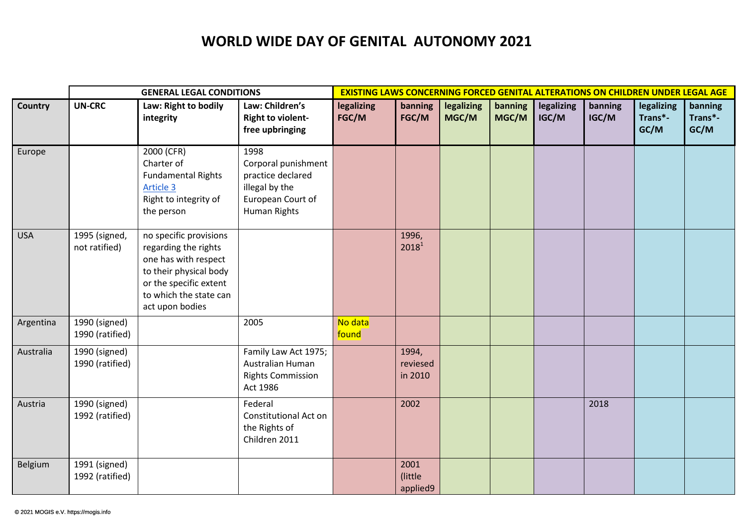# WORLD WIDE DAY OF GENITAL AUTONOMY 2021

| | GENERAL LEGAL CONDITIONS | | | EXISTING LAWS CONCERNING FORCED GENITAL ALTERATIONS ON CHILDREN UNDER LEGAL AGE | | | | | | | |
|---|---|---|---|---|---|---|---|---|---|---|---|
| **Country** | **UN-CRC** | **Law: Right to bodily integrity** | **Law: Children's Right to violent-free upbringing** | **legalizing FGC/M** | **banning FGC/M** | **legalizing MGC/M** | **banning MGC/M** | **legalizing IGC/M** | **banning IGC/M** | **legalizing Trans*-GC/M** | **banning Trans*-GC/M** |
| Europe | | 2000 (CFR) Charter of Fundamental Rights Article 3 Right to integrity of the person | 1998 Corporal punishment practice declared illegal by the European Court of Human Rights | | | | | | | | |
| USA | 1995 (signed, not ratified) | no specific provisions regarding the rights one has with respect to their physical body or the specific extent to which the state can act upon bodies | | | 1996, 2018[1] | | | | | | |
| Argentina | 1990 (signed) 1990 (ratified) | | 2005 | No data found | | | | | | | |
| Australia | 1990 (signed) 1990 (ratified) | | Family Law Act 1975; Australian Human Rights Commission Act 1986 | | 1994, reviesed in 2010 | | | | | | |
| Austria | 1990 (signed) 1992 (ratified) | | Federal Constitutional Act on the Rights of Children 2011 | | 2002 | | | | 2018 | | |
| Belgium | 1991 (signed) 1992 (ratified) | | | | 2001 (little applied9 | | | | | | |

© 2021 MOGIS e.V. https://mogis.info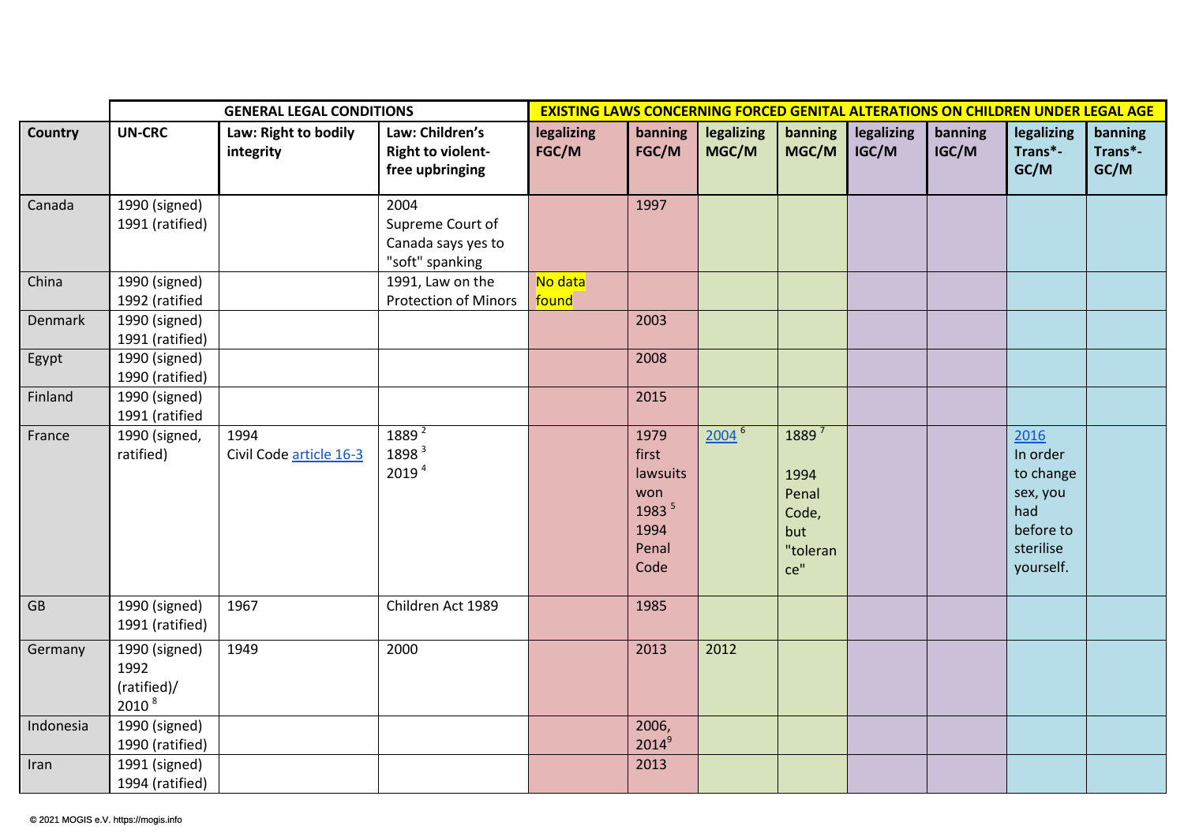| | GENERAL LEGAL CONDITIONS | | | EXISTING LAWS CONCERNING FORCED GENITAL ALTERATIONS ON CHILDREN UNDER LEGAL AGE | | | | | | | |
|---|---|---|---|---|---|---|---|---|---|---|---|
| **Country** | **UN-CRC** | **Law: Right to bodily integrity** | **Law: Children's Right to violent-free upbringing** | **legalizing FGC/M** | **banning FGC/M** | **legalizing MGC/M** | **banning MGC/M** | **legalizing IGC/M** | **banning IGC/M** | **legalizing Trans*-GC/M** | **banning Trans*-GC/M** |
| Canada | 1990 (signed) 1991 (ratified) | | 2004 Supreme Court of Canada says yes to "soft" spanking | | 1997 | | | | | | |
| China | 1990 (signed) 1992 (ratified | | 1991, Law on the Protection of Minors | No data found | | | | | | | |
| Denmark | 1990 (signed) 1991 (ratified) | | | | 2003 | | | | | | |
| Egypt | 1990 (signed) 1990 (ratified) | | | | 2008 | | | | | | |
| Finland | 1990 (signed) 1991 (ratified | | | | 2015 | | | | | | |
| France | 1990 (signed, ratified) | 1994 Civil Code article 16-3 | 1889 [2] 1898 [3] 2019 [4] | | 1979 first lawsuits won 1983 [5] 1994 Penal Code | 2004 [6] | 1889 [7] 1994 Penal Code, but "tolerance" | | | 2016 In order to change sex, you had before to sterilise yourself. | |
| GB | 1990 (signed) 1991 (ratified) | 1967 | Children Act 1989 | | 1985 | | | | | | |
| Germany | 1990 (signed) 1992 (ratified)/ 2010 [8] | 1949 | 2000 | | 2013 | 2012 | | | | | |
| Indonesia | 1990 (signed) 1990 (ratified) | | | | 2006, 2014[9] | | | | | | |
| Iran | 1991 (signed) 1994 (ratified) | | | | 2013 | | | | | | |

© 2021 MOGIS e.V. https://mogis.info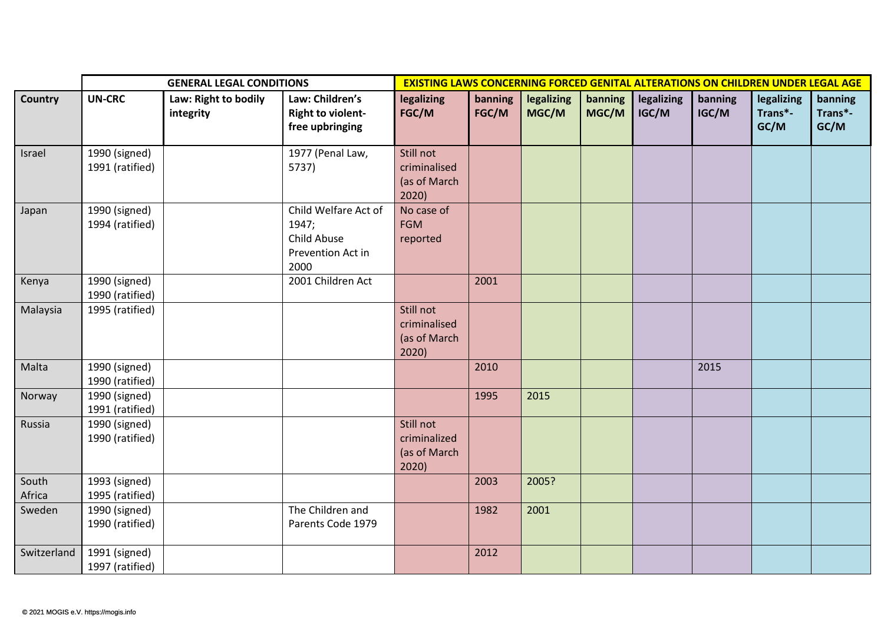| | GENERAL LEGAL CONDITIONS | | | EXISTING LAWS CONCERNING FORCED GENITAL ALTERATIONS ON CHILDREN UNDER LEGAL AGE | | | | | | | |
|---|---|---|---|---|---|---|---|---|---|---|---|
| **Country** | **UN-CRC** | **Law: Right to bodily integrity** | **Law: Children's Right to violent-free upbringing** | **legalizing FGC/M** | **banning FGC/M** | **legalizing MGC/M** | **banning MGC/M** | **legalizing IGC/M** | **banning IGC/M** | **legalizing Trans*-GC/M** | **banning Trans*-GC/M** |
| Israel | 1990 (signed) 1991 (ratified) | | 1977 (Penal Law, 5737) | Still not criminalised (as of March 2020) | | | | | | | |
| Japan | 1990 (signed) 1994 (ratified) | | Child Welfare Act of 1947; Child Abuse Prevention Act in 2000 | No case of FGM reported | | | | | | | |
| Kenya | 1990 (signed) 1990 (ratified) | | 2001 Children Act | | 2001 | | | | | | |
| Malaysia | 1995 (ratified) | | | Still not criminalised (as of March 2020) | | | | | | | |
| Malta | 1990 (signed) 1990 (ratified) | | | | 2010 | | | | 2015 | | |
| Norway | 1990 (signed) 1991 (ratified) | | | | 1995 | 2015 | | | | | |
| Russia | 1990 (signed) 1990 (ratified) | | | Still not criminalized (as of March 2020) | | | | | | | |
| South Africa | 1993 (signed) 1995 (ratified) | | | | 2003 | 2005? | | | | | |
| Sweden | 1990 (signed) 1990 (ratified) | | The Children and Parents Code 1979 | | 1982 | 2001 | | | | | |
| Switzerland | 1991 (signed) 1997 (ratified) | | | | 2012 | | | | | | |

© 2021 MOGIS e.V. https://mogis.info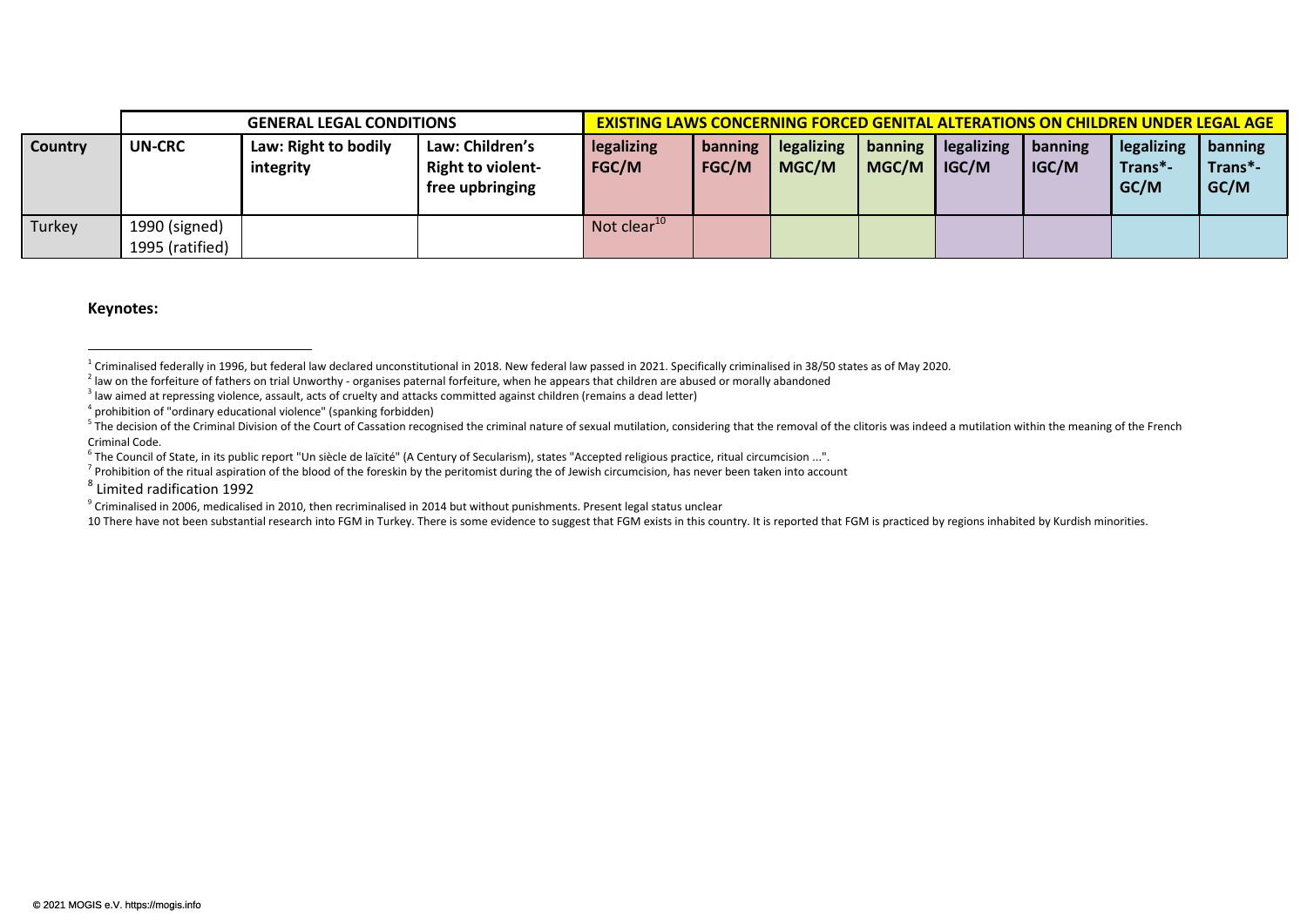| | GENERAL LEGAL CONDITIONS | | | EXISTING LAWS CONCERNING FORCED GENITAL ALTERATIONS ON CHILDREN UNDER LEGAL AGE | | | | | | | |
|---|---|---|---|---|---|---|---|---|---|---|---|
| **Country** | **UN-CRC** | **Law: Right to bodily integrity** | **Law: Children's Right to violent-free upbringing** | **legalizing FGC/M** | **banning FGC/M** | **legalizing MGC/M** | **banning MGC/M** | **legalizing IGC/M** | **banning IGC/M** | **legalizing Trans*-GC/M** | **banning Trans*-GC/M** |
| Turkey | 1990 (signed) 1995 (ratified) | | | Not clear[10] | | | | | | | |

**Keynotes:**

---

[1] Criminalised federally in 1996, but federal law declared unconstitutional in 2018. New federal law passed in 2021. Specifically criminalised in 38/50 states as of May 2020.

[2] law on the forfeiture of fathers on trial Unworthy - organises paternal forfeiture, when he appears that children are abused or morally abandoned

[3] law aimed at repressing violence, assault, acts of cruelty and attacks committed against children (remains a dead letter)

[4] prohibition of "ordinary educational violence" (spanking forbidden)

[5] The decision of the Criminal Division of the Court of Cassation recognised the criminal nature of sexual mutilation, considering that the removal of the clitoris was indeed a mutilation within the meaning of the French Criminal Code.

[6] The Council of State, in its public report "Un siècle de laïcité" (A Century of Secularism), states "Accepted religious practice, ritual circumcision ...".

[7] Prohibition of the ritual aspiration of the blood of the foreskin by the peritomist during the of Jewish circumcision, has never been taken into account

[8] Limited radification 1992

[9] Criminalised in 2006, medicalised in 2010, then recriminalised in 2014 but without punishments. Present legal status unclear

10 There have not been substantial research into FGM in Turkey. There is some evidence to suggest that FGM exists in this country. It is reported that FGM is practiced by regions inhabited by Kurdish minorities.

© 2021 MOGIS e.V. https://mogis.info